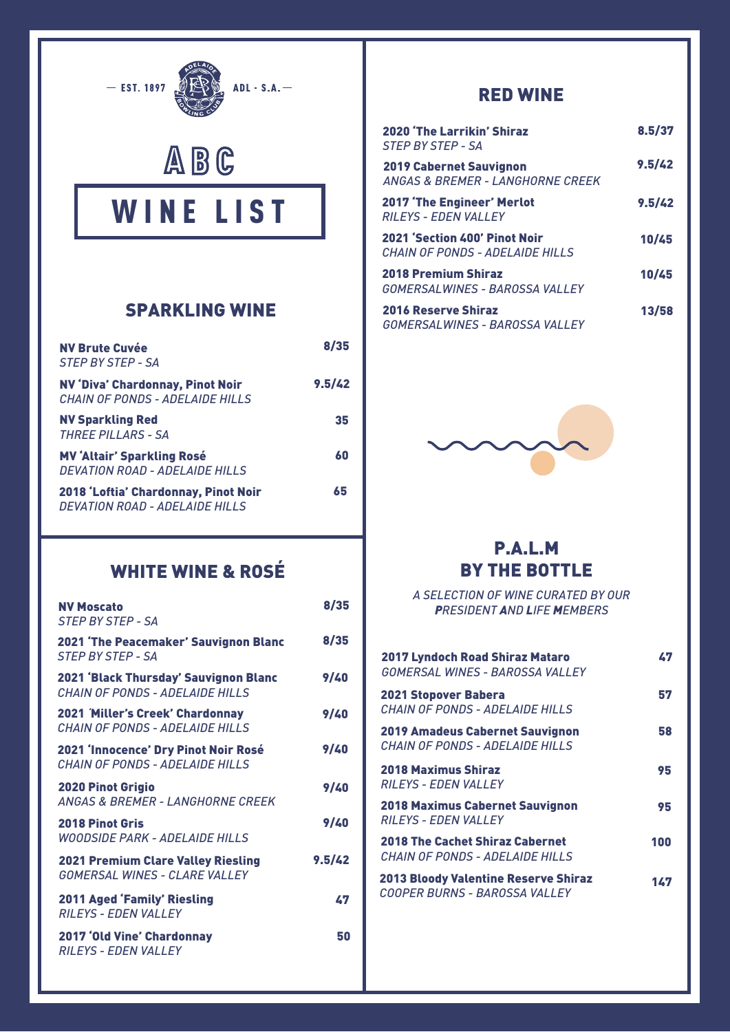— EST. 1897 — ADL - S.A. —

# ABC

# WINE LIST

## SPARKLING WINE

| Wine | Price |
|---|---|
| **NV Brute Cuvée**<br>*STEP BY STEP - SA* | 8/35 |
| **NV 'Diva' Chardonnay, Pinot Noir**<br>*CHAIN OF PONDS - ADELAIDE HILLS* | 9.5/42 |
| **NV Sparkling Red**<br>*THREE PILLARS - SA* | 35 |
| **MV 'Altair' Sparkling Rosé**<br>*DEVATION ROAD - ADELAIDE HILLS* | 60 |
| **2018 'Loftia' Chardonnay, Pinot Noir**<br>*DEVATION ROAD - ADELAIDE HILLS* | 65 |

## WHITE WINE & ROSÉ

| Wine | Price |
|---|---|
| **NV Moscato**<br>*STEP BY STEP - SA* | 8/35 |
| **2021 'The Peacemaker' Sauvignon Blanc**<br>*STEP BY STEP - SA* | 8/35 |
| **2021 'Black Thursday' Sauvignon Blanc**<br>*CHAIN OF PONDS - ADELAIDE HILLS* | 9/40 |
| **2021 'Miller's Creek' Chardonnay**<br>*CHAIN OF PONDS - ADELAIDE HILLS* | 9/40 |
| **2021 'Innocence' Dry Pinot Noir Rosé**<br>*CHAIN OF PONDS - ADELAIDE HILLS* | 9/40 |
| **2020 Pinot Grigio**<br>*ANGAS & BREMER - LANGHORNE CREEK* | 9/40 |
| **2018 Pinot Gris**<br>*WOODSIDE PARK - ADELAIDE HILLS* | 9/40 |
| **2021 Premium Clare Valley Riesling**<br>*GOMERSAL WINES - CLARE VALLEY* | 9.5/42 |
| **2011 Aged 'Family' Riesling**<br>*RILEYS - EDEN VALLEY* | 47 |
| **2017 'Old Vine' Chardonnay**<br>*RILEYS - EDEN VALLEY* | 50 |

## RED WINE

| Wine | Price |
|---|---|
| **2020 'The Larrikin' Shiraz**<br>*STEP BY STEP - SA* | 8.5/37 |
| **2019 Cabernet Sauvignon**<br>*ANGAS & BREMER - LANGHORNE CREEK* | 9.5/42 |
| **2017 'The Engineer' Merlot**<br>*RILEYS - EDEN VALLEY* | 9.5/42 |
| **2021 'Section 400' Pinot Noir**<br>*CHAIN OF PONDS - ADELAIDE HILLS* | 10/45 |
| **2018 Premium Shiraz**<br>*GOMERSALWINES - BAROSSA VALLEY* | 10/45 |
| **2016 Reserve Shiraz**<br>*GOMERSALWINES - BAROSSA VALLEY* | 13/58 |

## P.A.L.M BY THE BOTTLE

*A SELECTION OF WINE CURATED BY OUR* ***P****RESIDENT* ***A****ND* ***L****IFE* ***M****EMBERS*

| Wine | Price |
|---|---|
| **2017 Lyndoch Road Shiraz Mataro**<br>*GOMERSAL WINES - BAROSSA VALLEY* | 47 |
| **2021 Stopover Babera**<br>*CHAIN OF PONDS - ADELAIDE HILLS* | 57 |
| **2019 Amadeus Cabernet Sauvignon**<br>*CHAIN OF PONDS - ADELAIDE HILLS* | 58 |
| **2018 Maximus Shiraz**<br>*RILEYS - EDEN VALLEY* | 95 |
| **2018 Maximus Cabernet Sauvignon**<br>*RILEYS - EDEN VALLEY* | 95 |
| **2018 The Cachet Shiraz Cabernet**<br>*CHAIN OF PONDS - ADELAIDE HILLS* | 100 |
| **2013 Bloody Valentine Reserve Shiraz**<br>*COOPER BURNS - BAROSSA VALLEY* | 147 |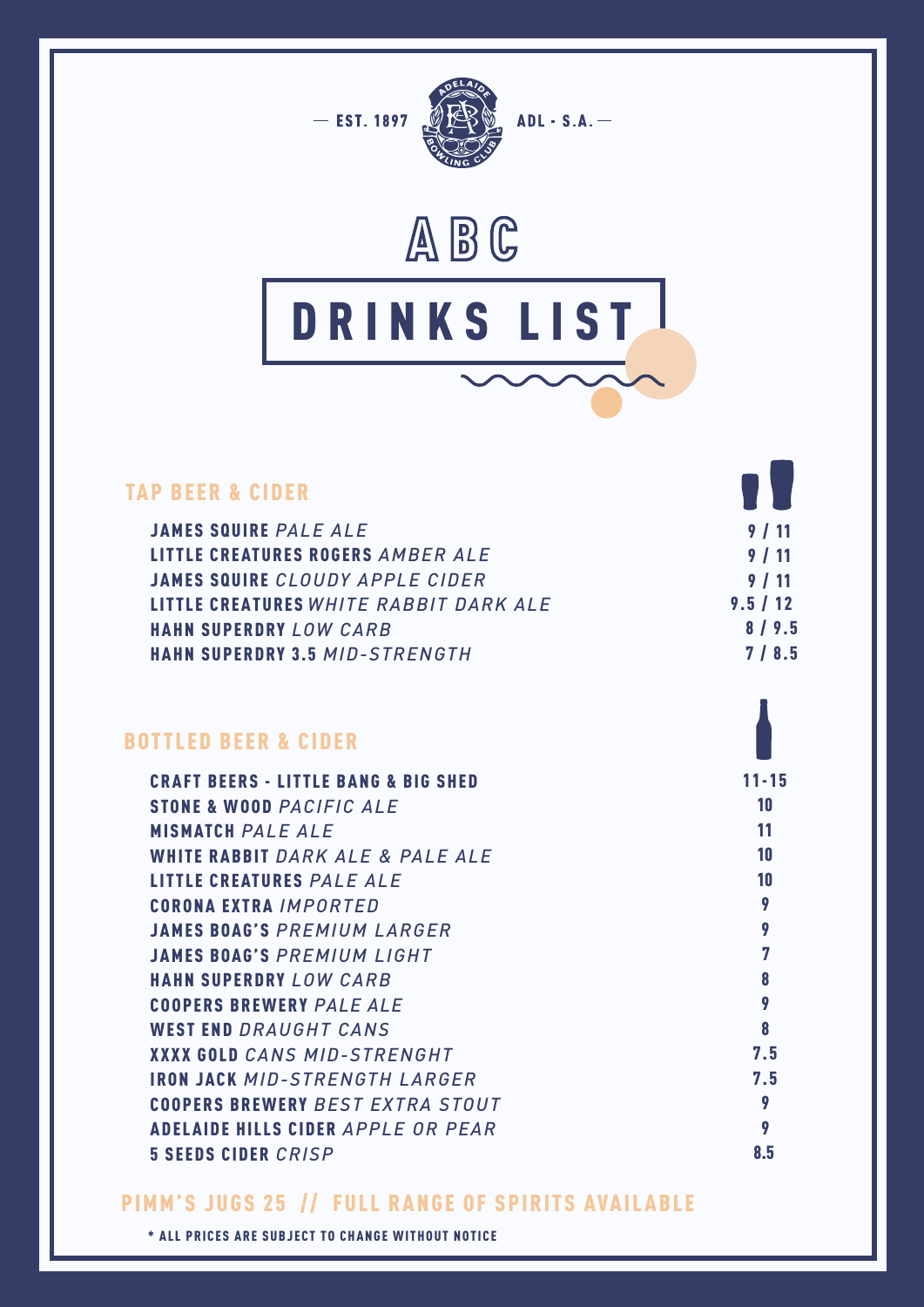— EST. 1897 ADL - S.A. —

# ABC

# DRINKS LIST

## TAP BEER & CIDER

| | |
|---|---|
| **JAMES SQUIRE** *PALE ALE* | 9 / 11 |
| **LITTLE CREATURES ROGERS** *AMBER ALE* | 9 / 11 |
| **JAMES SQUIRE** *CLOUDY APPLE CIDER* | 9 / 11 |
| **LITTLE CREATURES** *WHITE RABBIT DARK ALE* | 9.5 / 12 |
| **HAHN SUPERDRY** *LOW CARB* | 8 / 9.5 |
| **HAHN SUPERDRY 3.5** *MID-STRENGTH* | 7 / 8.5 |

## BOTTLED BEER & CIDER

| | |
|---|---|
| **CRAFT BEERS - LITTLE BANG & BIG SHED** | 11-15 |
| **STONE & WOOD** *PACIFIC ALE* | 10 |
| **MISMATCH** *PALE ALE* | 11 |
| **WHITE RABBIT** *DARK ALE & PALE ALE* | 10 |
| **LITTLE CREATURES** *PALE ALE* | 10 |
| **CORONA EXTRA** *IMPORTED* | 9 |
| **JAMES BOAG'S** *PREMIUM LARGER* | 9 |
| **JAMES BOAG'S** *PREMIUM LIGHT* | 7 |
| **HAHN SUPERDRY** *LOW CARB* | 8 |
| **COOPERS BREWERY** *PALE ALE* | 9 |
| **WEST END** *DRAUGHT CANS* | 8 |
| **XXXX GOLD** *CANS MID-STRENGHT* | 7.5 |
| **IRON JACK** *MID-STRENGTH LARGER* | 7.5 |
| **COOPERS BREWERY** *BEST EXTRA STOUT* | 9 |
| **ADELAIDE HILLS CIDER** *APPLE OR PEAR* | 9 |
| **5 SEEDS CIDER** *CRISP* | 8.5 |

## PIMM'S JUGS 25 // FULL RANGE OF SPIRITS AVAILABLE

**\* ALL PRICES ARE SUBJECT TO CHANGE WITHOUT NOTICE**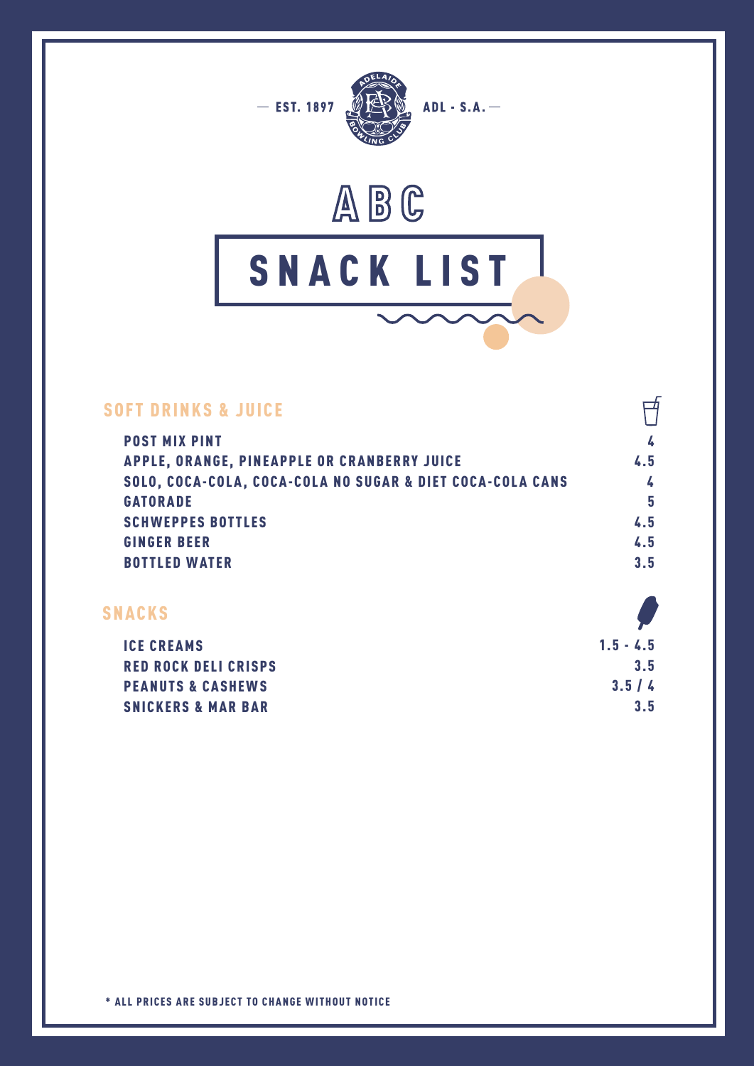— EST. 1897 ADL · S.A. —

ADELAIDE BOWLING CLUB

# ABC

# SNACK LIST

## SOFT DRINKS & JUICE

| | |
|---|---|
| POST MIX PINT | 4 |
| APPLE, ORANGE, PINEAPPLE OR CRANBERRY JUICE | 4.5 |
| SOLO, COCA-COLA, COCA-COLA NO SUGAR & DIET COCA-COLA CANS | 4 |
| GATORADE | 5 |
| SCHWEPPES BOTTLES | 4.5 |
| GINGER BEER | 4.5 |
| BOTTLED WATER | 3.5 |

## SNACKS

| | |
|---|---|
| ICE CREAMS | 1.5 - 4.5 |
| RED ROCK DELI CRISPS | 3.5 |
| PEANUTS & CASHEWS | 3.5 / 4 |
| SNICKERS & MAR BAR | 3.5 |

* ALL PRICES ARE SUBJECT TO CHANGE WITHOUT NOTICE